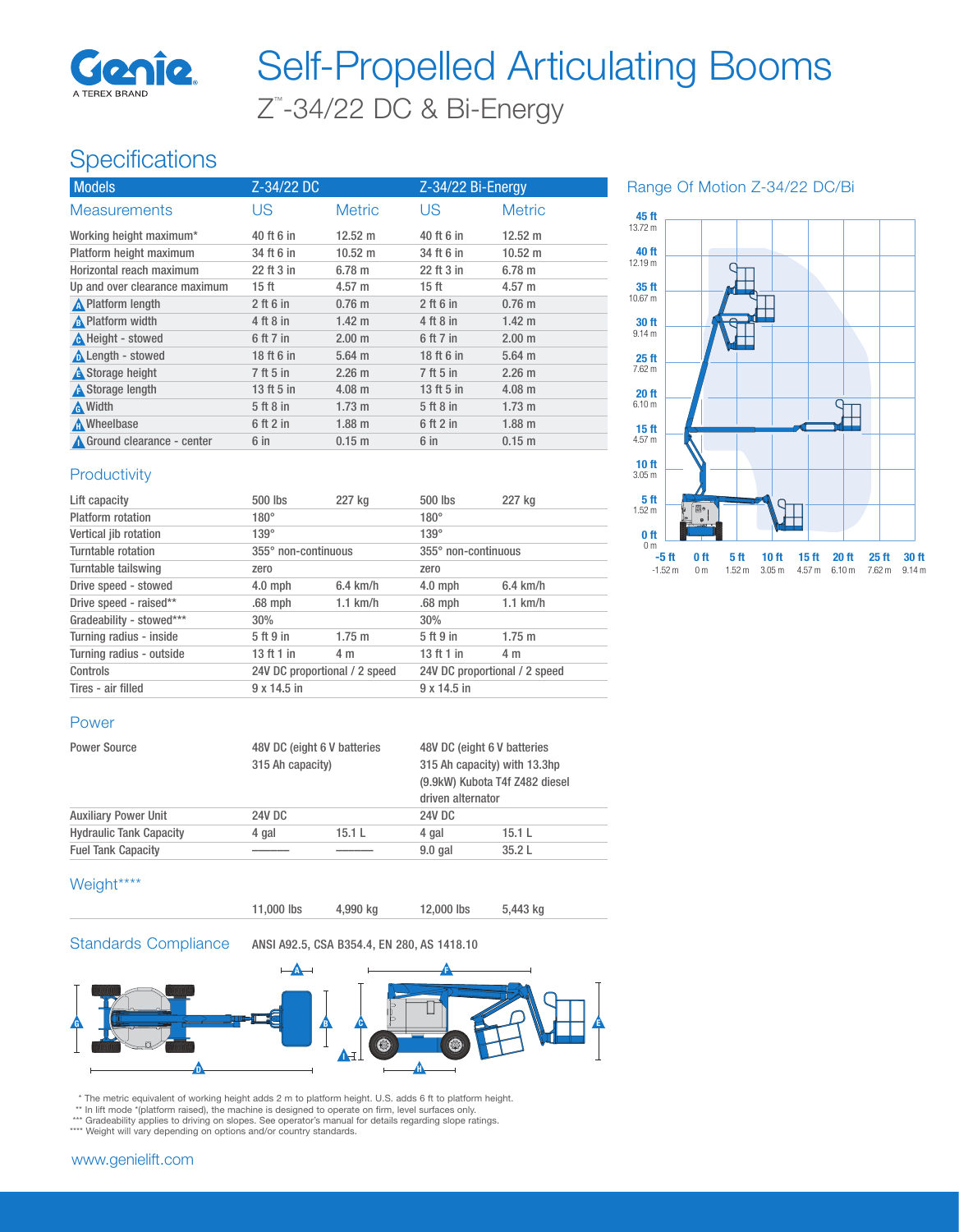# Self-Propelled Articulating Booms

## Z™-34/22 DC & Bi-Energy

## Specifications

| Models | Z-34/22 DC | | Z-34/22 Bi-Energy | |
|---|---|---|---|---|
| Measurements | US | Metric | US | Metric |
| Working height maximum* | 40 ft 6 in | 12.52 m | 40 ft 6 in | 12.52 m |
| Platform height maximum | 34 ft 6 in | 10.52 m | 34 ft 6 in | 10.52 m |
| Horizontal reach maximum | 22 ft 3 in | 6.78 m | 22 ft 3 in | 6.78 m |
| Up and over clearance maximum | 15 ft | 4.57 m | 15 ft | 4.57 m |
| A Platform length | 2 ft 6 in | 0.76 m | 2 ft 6 in | 0.76 m |
| B Platform width | 4 ft 8 in | 1.42 m | 4 ft 8 in | 1.42 m |
| C Height - stowed | 6 ft 7 in | 2.00 m | 6 ft 7 in | 2.00 m |
| D Length - stowed | 18 ft 6 in | 5.64 m | 18 ft 6 in | 5.64 m |
| E Storage height | 7 ft 5 in | 2.26 m | 7 ft 5 in | 2.26 m |
| F Storage length | 13 ft 5 in | 4.08 m | 13 ft 5 in | 4.08 m |
| G Width | 5 ft 8 in | 1.73 m | 5 ft 8 in | 1.73 m |
| H Wheelbase | 6 ft 2 in | 1.88 m | 6 ft 2 in | 1.88 m |
| I Ground clearance - center | 6 in | 0.15 m | 6 in | 0.15 m |

### Productivity

| | | | | |
|---|---|---|---|---|
| Lift capacity | 500 lbs | 227 kg | 500 lbs | 227 kg |
| Platform rotation | 180° | | 180° | |
| Vertical jib rotation | 139° | | 139° | |
| Turntable rotation | 355° non-continuous | | 355° non-continuous | |
| Turntable tailswing | zero | | zero | |
| Drive speed - stowed | 4.0 mph | 6.4 km/h | 4.0 mph | 6.4 km/h |
| Drive speed - raised** | .68 mph | 1.1 km/h | .68 mph | 1.1 km/h |
| Gradeability - stowed*** | 30% | | 30% | |
| Turning radius - inside | 5 ft 9 in | 1.75 m | 5 ft 9 in | 1.75 m |
| Turning radius - outside | 13 ft 1 in | 4 m | 13 ft 1 in | 4 m |
| Controls | 24V DC proportional / 2 speed | | 24V DC proportional / 2 speed | |
| Tires - air filled | 9 x 14.5 in | | 9 x 14.5 in | |

### Power

| | | | | |
|---|---|---|---|---|
| Power Source | 48V DC (eight 6 V batteries 315 Ah capacity) | | 48V DC (eight 6 V batteries 315 Ah capacity) with 13.3hp (9.9kW) Kubota T4f Z482 diesel driven alternator | |
| Auxiliary Power Unit | 24V DC | | 24V DC | |
| Hydraulic Tank Capacity | 4 gal | 15.1 L | 4 gal | 15.1 L |
| Fuel Tank Capacity | ——— | ——— | 9.0 gal | 35.2 L |

### Weight****

| | | | | |
|---|---|---|---|---|
| | 11,000 lbs | 4,990 kg | 12,000 lbs | 5,443 kg |

### Standards Compliance

ANSI A92.5, CSA B354.4, EN 280, AS 1418.10

## Range Of Motion Z-34/22 DC/Bi

\* The metric equivalent of working height adds 2 m to platform height. U.S. adds 6 ft to platform height.
\*\* In lift mode *(platform raised), the machine is designed to operate on firm, level surfaces only.
\*\*\* Gradeability applies to driving on slopes. See operator's manual for details regarding slope ratings.
\*\*\*\* Weight will vary depending on options and/or country standards.

www.genielift.com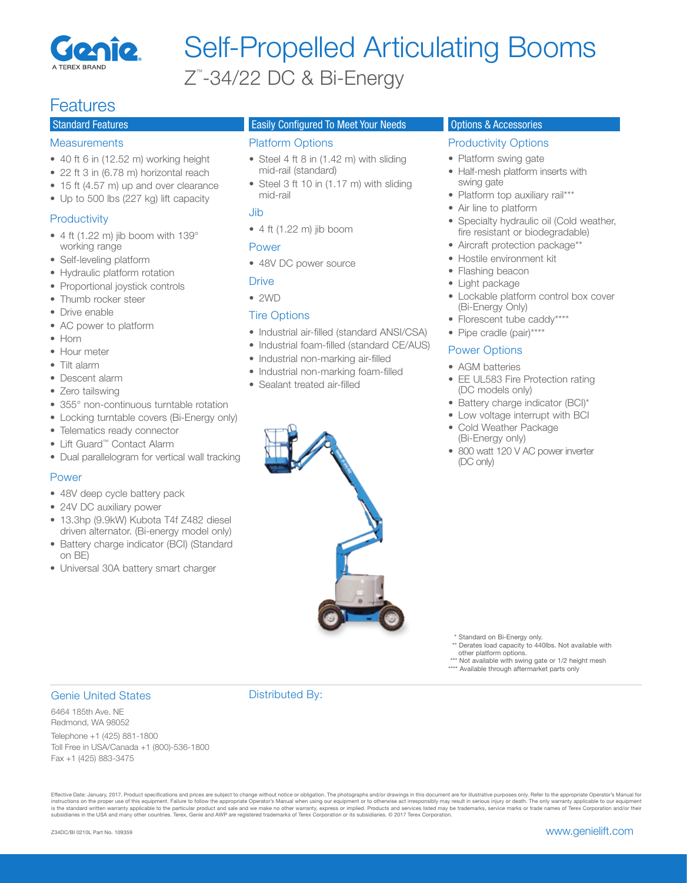# Self-Propelled Articulating Booms

## Z™-34/22 DC & Bi-Energy

# Features

## Standard Features

### Measurements

- 40 ft 6 in (12.52 m) working height
- 22 ft 3 in (6.78 m) horizontal reach
- 15 ft (4.57 m) up and over clearance
- Up to 500 lbs (227 kg) lift capacity

### Productivity

- 4 ft (1.22 m) jib boom with 139° working range
- Self-leveling platform
- Hydraulic platform rotation
- Proportional joystick controls
- Thumb rocker steer
- Drive enable
- AC power to platform
- Horn
- Hour meter
- Tilt alarm
- Descent alarm
- Zero tailswing
- 355° non-continuous turntable rotation
- Locking turntable covers (Bi-Energy only)
- Telematics ready connector
- Lift Guard™ Contact Alarm
- Dual parallelogram for vertical wall tracking

### Power

- 48V deep cycle battery pack
- 24V DC auxiliary power
- 13.3hp (9.9kW) Kubota T4f Z482 diesel driven alternator. (Bi-energy model only)
- Battery charge indicator (BCI) (Standard on BE)
- Universal 30A battery smart charger

## Easily Configured To Meet Your Needs

### Platform Options

- Steel 4 ft 8 in (1.42 m) with sliding mid-rail (standard)
- Steel 3 ft 10 in (1.17 m) with sliding mid-rail

### Jib

- 4 ft (1.22 m) jib boom

### Power

- 48V DC power source

### Drive

- 2WD

### Tire Options

- Industrial air-filled (standard ANSI/CSA)
- Industrial foam-filled (standard CE/AUS)
- Industrial non-marking air-filled
- Industrial non-marking foam-filled
- Sealant treated air-filled

## Options & Accessories

### Productivity Options

- Platform swing gate
- Half-mesh platform inserts with swing gate
- Platform top auxiliary rail***
- Air line to platform
- Specialty hydraulic oil (Cold weather, fire resistant or biodegradable)
- Aircraft protection package**
- Hostile environment kit
- Flashing beacon
- Light package
- Lockable platform control box cover (Bi-Energy Only)
- Florescent tube caddy****
- Pipe cradle (pair)****

### Power Options

- AGM batteries
- EE UL583 Fire Protection rating (DC models only)
- Battery charge indicator (BCI)*
- Low voltage interrupt with BCI
- Cold Weather Package (Bi-Energy only)
- 800 watt 120 V AC power inverter (DC only)

\* Standard on Bi-Energy only.
** Derates load capacity to 440lbs. Not available with other platform options.
*** Not available with swing gate or 1/2 height mesh
**** Available through aftermarket parts only

### Genie United States

6464 185th Ave. NE
Redmond, WA 98052

Telephone +1 (425) 881-1800
Toll Free in USA/Canada +1 (800)-536-1800
Fax +1 (425) 883-3475

### Distributed By:

Effective Date: January, 2017. Product specifications and prices are subject to change without notice or obligation. The photographs and/or drawings in this document are for illustrative purposes only. Refer to the appropriate Operator's Manual for instructions on the proper use of this equipment. Failure to follow the appropriate Operator's Manual when using our equipment or to otherwise act irresponsibly may result in serious injury or death. The only warranty applicable to our equipment is the standard written warranty applicable to the particular product and sale and we make no other warranty, express or implied. Products and services listed may be trademarks, service marks or trade names of Terex Corporation and/or their subsidiaries in the USA and many other countries. Terex, Genie and AWP are registered trademarks of Terex Corporation or its subsidiaries. © 2017 Terex Corporation.

Z34DC/BI 0210L Part No. 109359

www.genielift.com